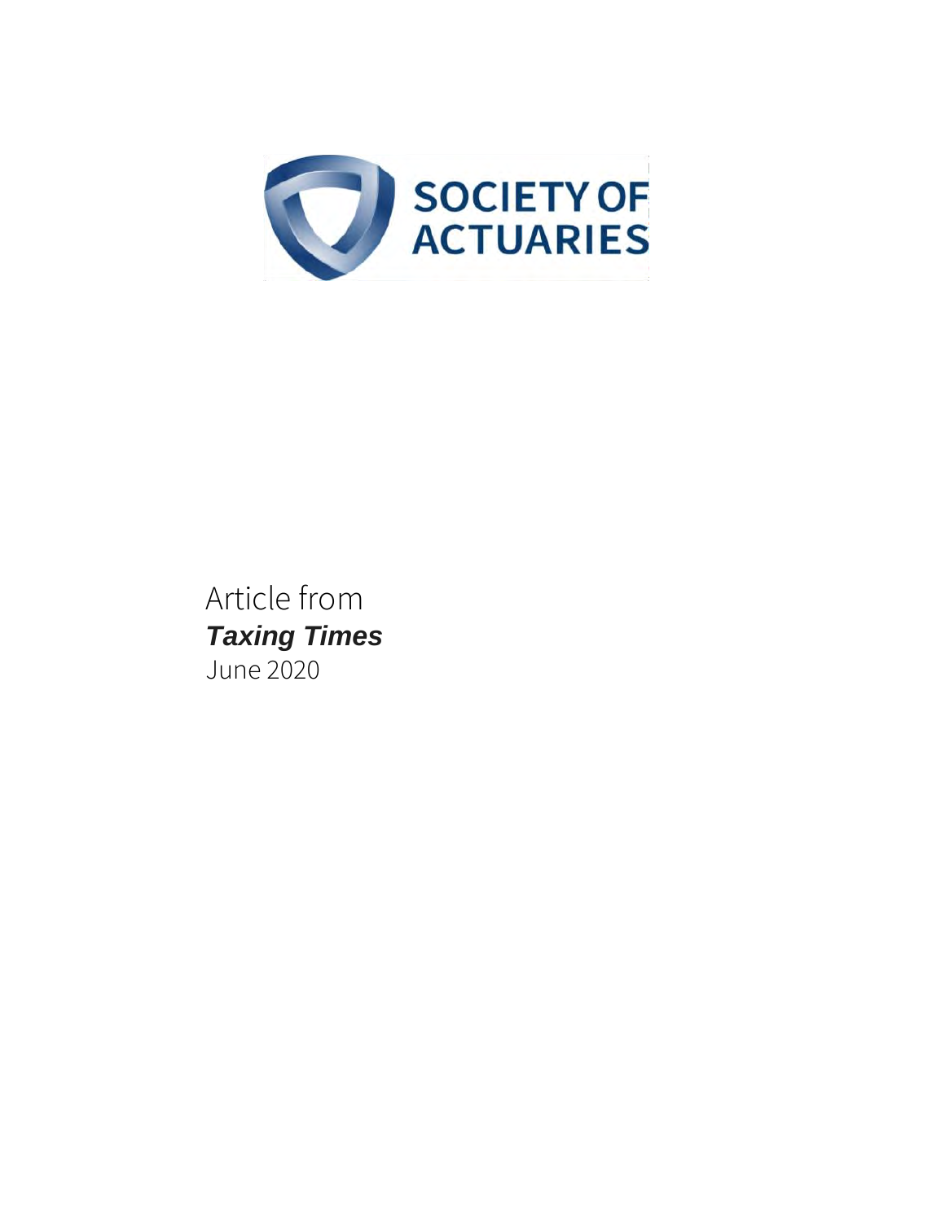SOCIETY OF ACTUARIES

Article from

***Taxing Times***

June 2020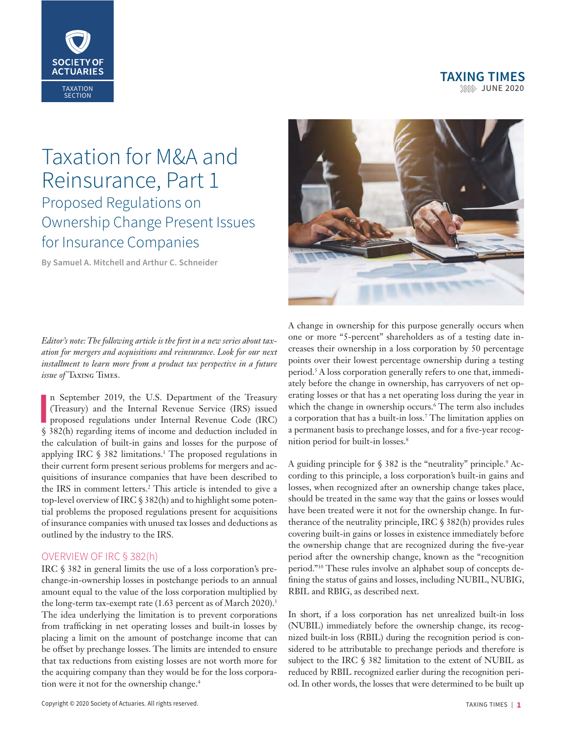# Taxation for M&A and Reinsurance, Part 1

## Proposed Regulations on Ownership Change Present Issues for Insurance Companies

**By Samuel A. Mitchell and Arthur C. Schneider**

*Editor's note: The following article is the first in a new series about taxation for mergers and acquisitions and reinsurance. Look for our next installment to learn more from a product tax perspective in a future issue of* Taxing Times.

In September 2019, the U.S. Department of the Treasury (Treasury) and the Internal Revenue Service (IRS) issued proposed regulations under Internal Revenue Code (IRC) § 382(h) regarding items of income and deduction included in the calculation of built-in gains and losses for the purpose of applying IRC § 382 limitations.[1] The proposed regulations in their current form present serious problems for mergers and acquisitions of insurance companies that have been described to the IRS in comment letters.[2] This article is intended to give a top-level overview of IRC § 382(h) and to highlight some potential problems the proposed regulations present for acquisitions of insurance companies with unused tax losses and deductions as outlined by the industry to the IRS.

### OVERVIEW OF IRC § 382(h)

IRC § 382 in general limits the use of a loss corporation's pre-change-in-ownership losses in postchange periods to an annual amount equal to the value of the loss corporation multiplied by the long-term tax-exempt rate (1.63 percent as of March 2020).[3] The idea underlying the limitation is to prevent corporations from trafficking in net operating losses and built-in losses by placing a limit on the amount of postchange income that can be offset by prechange losses. The limits are intended to ensure that tax reductions from existing losses are not worth more for the acquiring company than they would be for the loss corporation were it not for the ownership change.[4]

A change in ownership for this purpose generally occurs when one or more "5-percent" shareholders as of a testing date increases their ownership in a loss corporation by 50 percentage points over their lowest percentage ownership during a testing period.[5] A loss corporation generally refers to one that, immediately before the change in ownership, has carryovers of net operating losses or that has a net operating loss during the year in which the change in ownership occurs.[6] The term also includes a corporation that has a built-in loss.[7] The limitation applies on a permanent basis to prechange losses, and for a five-year recognition period for built-in losses.[8]

A guiding principle for § 382 is the "neutrality" principle.[9] According to this principle, a loss corporation's built-in gains and losses, when recognized after an ownership change takes place, should be treated in the same way that the gains or losses would have been treated were it not for the ownership change. In furtherance of the neutrality principle, IRC § 382(h) provides rules covering built-in gains or losses in existence immediately before the ownership change that are recognized during the five-year period after the ownership change, known as the "recognition period."[10] These rules involve an alphabet soup of concepts defining the status of gains and losses, including NUBIL, NUBIG, RBIL and RBIG, as described next.

In short, if a loss corporation has net unrealized built-in loss (NUBIL) immediately before the ownership change, its recognized built-in loss (RBIL) during the recognition period is considered to be attributable to prechange periods and therefore is subject to the IRC § 382 limitation to the extent of NUBIL as reduced by RBIL recognized earlier during the recognition period. In other words, the losses that were determined to be built up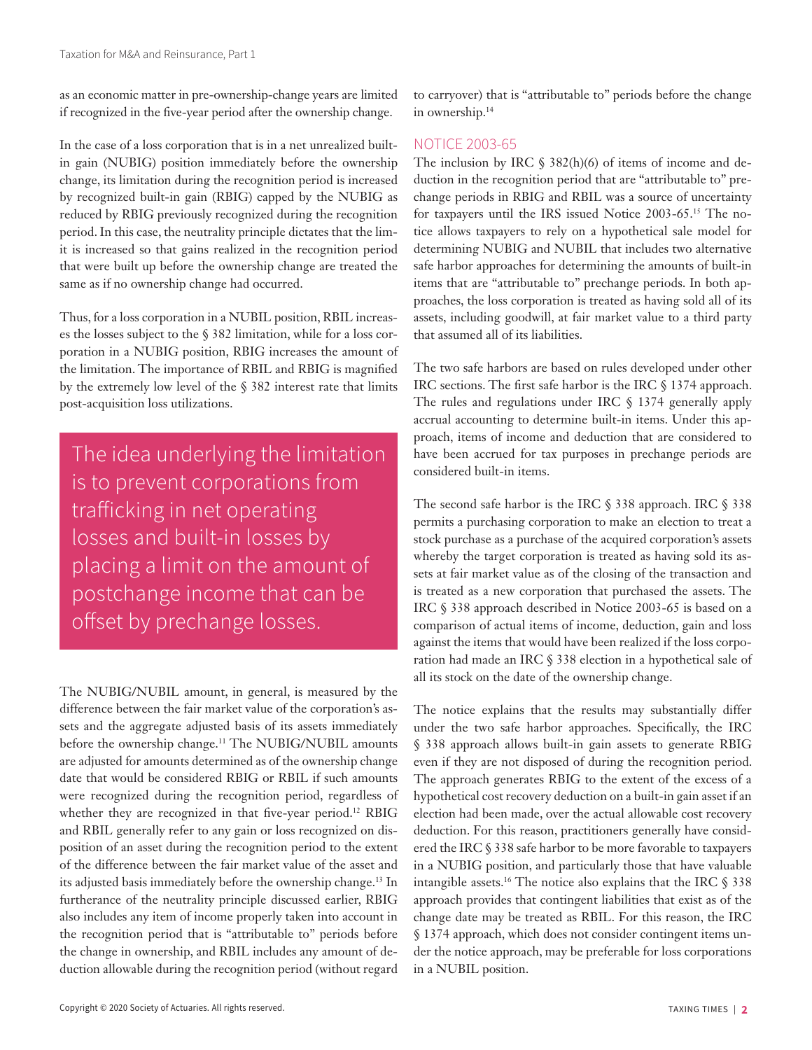as an economic matter in pre-ownership-change years are limited if recognized in the five-year period after the ownership change.

In the case of a loss corporation that is in a net unrealized built-in gain (NUBIG) position immediately before the ownership change, its limitation during the recognition period is increased by recognized built-in gain (RBIG) capped by the NUBIG as reduced by RBIG previously recognized during the recognition period. In this case, the neutrality principle dictates that the limit is increased so that gains realized in the recognition period that were built up before the ownership change are treated the same as if no ownership change had occurred.

Thus, for a loss corporation in a NUBIL position, RBIL increases the losses subject to the § 382 limitation, while for a loss corporation in a NUBIG position, RBIG increases the amount of the limitation. The importance of RBIL and RBIG is magnified by the extremely low level of the § 382 interest rate that limits post-acquisition loss utilizations.

> The idea underlying the limitation is to prevent corporations from trafficking in net operating losses and built-in losses by placing a limit on the amount of postchange income that can be offset by prechange losses.

The NUBIG/NUBIL amount, in general, is measured by the difference between the fair market value of the corporation's assets and the aggregate adjusted basis of its assets immediately before the ownership change.[11] The NUBIG/NUBIL amounts are adjusted for amounts determined as of the ownership change date that would be considered RBIG or RBIL if such amounts were recognized during the recognition period, regardless of whether they are recognized in that five-year period.[12] RBIG and RBIL generally refer to any gain or loss recognized on disposition of an asset during the recognition period to the extent of the difference between the fair market value of the asset and its adjusted basis immediately before the ownership change.[13] In furtherance of the neutrality principle discussed earlier, RBIG also includes any item of income properly taken into account in the recognition period that is "attributable to" periods before the change in ownership, and RBIL includes any amount of deduction allowable during the recognition period (without regard to carryover) that is "attributable to" periods before the change in ownership.[14]

## NOTICE 2003-65

The inclusion by IRC § 382(h)(6) of items of income and deduction in the recognition period that are "attributable to" prechange periods in RBIG and RBIL was a source of uncertainty for taxpayers until the IRS issued Notice 2003-65.[15] The notice allows taxpayers to rely on a hypothetical sale model for determining NUBIG and NUBIL that includes two alternative safe harbor approaches for determining the amounts of built-in items that are "attributable to" prechange periods. In both approaches, the loss corporation is treated as having sold all of its assets, including goodwill, at fair market value to a third party that assumed all of its liabilities.

The two safe harbors are based on rules developed under other IRC sections. The first safe harbor is the IRC § 1374 approach. The rules and regulations under IRC § 1374 generally apply accrual accounting to determine built-in items. Under this approach, items of income and deduction that are considered to have been accrued for tax purposes in prechange periods are considered built-in items.

The second safe harbor is the IRC § 338 approach. IRC § 338 permits a purchasing corporation to make an election to treat a stock purchase as a purchase of the acquired corporation's assets whereby the target corporation is treated as having sold its assets at fair market value as of the closing of the transaction and is treated as a new corporation that purchased the assets. The IRC § 338 approach described in Notice 2003-65 is based on a comparison of actual items of income, deduction, gain and loss against the items that would have been realized if the loss corporation had made an IRC § 338 election in a hypothetical sale of all its stock on the date of the ownership change.

The notice explains that the results may substantially differ under the two safe harbor approaches. Specifically, the IRC § 338 approach allows built-in gain assets to generate RBIG even if they are not disposed of during the recognition period. The approach generates RBIG to the extent of the excess of a hypothetical cost recovery deduction on a built-in gain asset if an election had been made, over the actual allowable cost recovery deduction. For this reason, practitioners generally have considered the IRC § 338 safe harbor to be more favorable to taxpayers in a NUBIG position, and particularly those that have valuable intangible assets.[16] The notice also explains that the IRC § 338 approach provides that contingent liabilities that exist as of the change date may be treated as RBIL. For this reason, the IRC § 1374 approach, which does not consider contingent items under the notice approach, may be preferable for loss corporations in a NUBIL position.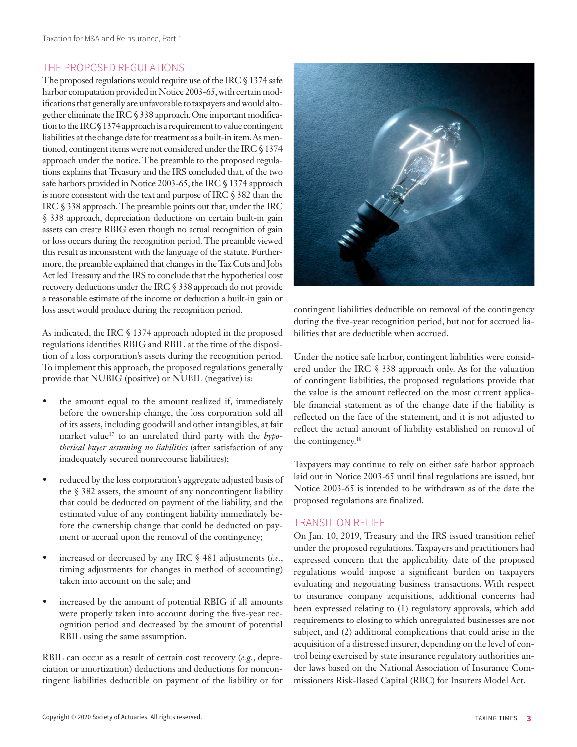## THE PROPOSED REGULATIONS

The proposed regulations would require use of the IRC § 1374 safe harbor computation provided in Notice 2003-65, with certain modifications that generally are unfavorable to taxpayers and would altogether eliminate the IRC § 338 approach. One important modification to the IRC § 1374 approach is a requirement to value contingent liabilities at the change date for treatment as a built-in item. As mentioned, contingent items were not considered under the IRC § 1374 approach under the notice. The preamble to the proposed regulations explains that Treasury and the IRS concluded that, of the two safe harbors provided in Notice 2003-65, the IRC § 1374 approach is more consistent with the text and purpose of IRC § 382 than the IRC § 338 approach. The preamble points out that, under the IRC § 338 approach, depreciation deductions on certain built-in gain assets can create RBIG even though no actual recognition of gain or loss occurs during the recognition period. The preamble viewed this result as inconsistent with the language of the statute. Furthermore, the preamble explained that changes in the Tax Cuts and Jobs Act led Treasury and the IRS to conclude that the hypothetical cost recovery deductions under the IRC § 338 approach do not provide a reasonable estimate of the income or deduction a built-in gain or loss asset would produce during the recognition period.

As indicated, the IRC § 1374 approach adopted in the proposed regulations identifies RBIG and RBIL at the time of the disposition of a loss corporation's assets during the recognition period. To implement this approach, the proposed regulations generally provide that NUBIG (positive) or NUBIL (negative) is:

- the amount equal to the amount realized if, immediately before the ownership change, the loss corporation sold all of its assets, including goodwill and other intangibles, at fair market value[17] to an unrelated third party with the *hypothetical buyer assuming no liabilities* (after satisfaction of any inadequately secured nonrecourse liabilities);
- reduced by the loss corporation's aggregate adjusted basis of the § 382 assets, the amount of any noncontingent liability that could be deducted on payment of the liability, and the estimated value of any contingent liability immediately before the ownership change that could be deducted on payment or accrual upon the removal of the contingency;
- increased or decreased by any IRC § 481 adjustments (*i.e.*, timing adjustments for changes in method of accounting) taken into account on the sale; and
- increased by the amount of potential RBIG if all amounts were properly taken into account during the five-year recognition period and decreased by the amount of potential RBIL using the same assumption.

RBIL can occur as a result of certain cost recovery (*e.g.*, depreciation or amortization) deductions and deductions for noncontingent liabilities deductible on payment of the liability or for contingent liabilities deductible on removal of the contingency during the five-year recognition period, but not for accrued liabilities that are deductible when accrued.

Under the notice safe harbor, contingent liabilities were considered under the IRC § 338 approach only. As for the valuation of contingent liabilities, the proposed regulations provide that the value is the amount reflected on the most current applicable financial statement as of the change date if the liability is reflected on the face of the statement, and it is not adjusted to reflect the actual amount of liability established on removal of the contingency.[18]

Taxpayers may continue to rely on either safe harbor approach laid out in Notice 2003-65 until final regulations are issued, but Notice 2003-65 is intended to be withdrawn as of the date the proposed regulations are finalized.

## TRANSITION RELIEF

On Jan. 10, 2019, Treasury and the IRS issued transition relief under the proposed regulations. Taxpayers and practitioners had expressed concern that the applicability date of the proposed regulations would impose a significant burden on taxpayers evaluating and negotiating business transactions. With respect to insurance company acquisitions, additional concerns had been expressed relating to (1) regulatory approvals, which add requirements to closing to which unregulated businesses are not subject, and (2) additional complications that could arise in the acquisition of a distressed insurer, depending on the level of control being exercised by state insurance regulatory authorities under laws based on the National Association of Insurance Commissioners Risk-Based Capital (RBC) for Insurers Model Act.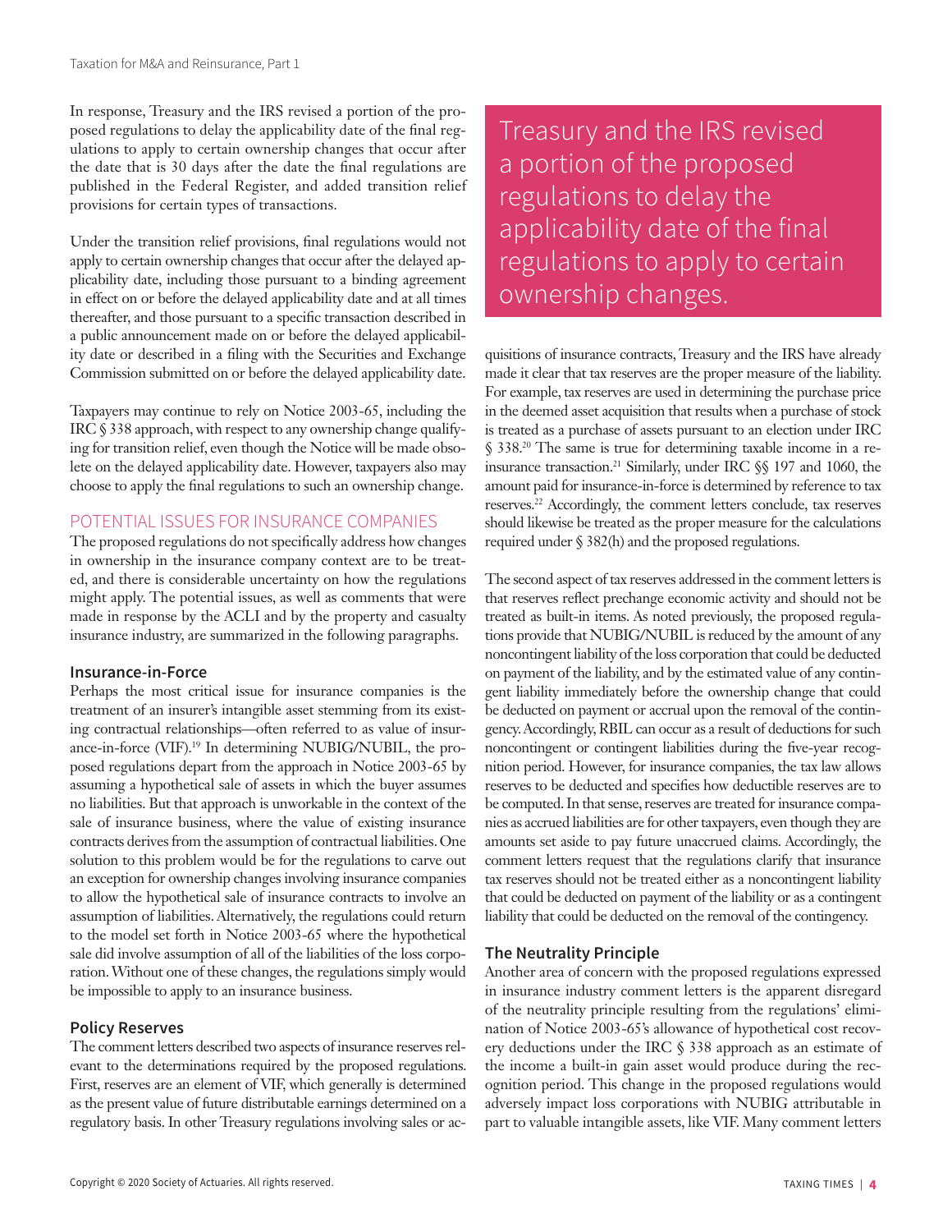In response, Treasury and the IRS revised a portion of the proposed regulations to delay the applicability date of the final regulations to apply to certain ownership changes that occur after the date that is 30 days after the date the final regulations are published in the Federal Register, and added transition relief provisions for certain types of transactions.

Under the transition relief provisions, final regulations would not apply to certain ownership changes that occur after the delayed applicability date, including those pursuant to a binding agreement in effect on or before the delayed applicability date and at all times thereafter, and those pursuant to a specific transaction described in a public announcement made on or before the delayed applicability date or described in a filing with the Securities and Exchange Commission submitted on or before the delayed applicability date.

Taxpayers may continue to rely on Notice 2003-65, including the IRC § 338 approach, with respect to any ownership change qualifying for transition relief, even though the Notice will be made obsolete on the delayed applicability date. However, taxpayers also may choose to apply the final regulations to such an ownership change.

> Treasury and the IRS revised a portion of the proposed regulations to delay the applicability date of the final regulations to apply to certain ownership changes.

## POTENTIAL ISSUES FOR INSURANCE COMPANIES

The proposed regulations do not specifically address how changes in ownership in the insurance company context are to be treated, and there is considerable uncertainty on how the regulations might apply. The potential issues, as well as comments that were made in response by the ACLI and by the property and casualty insurance industry, are summarized in the following paragraphs.

### Insurance-in-Force

Perhaps the most critical issue for insurance companies is the treatment of an insurer's intangible asset stemming from its existing contractual relationships—often referred to as value of insurance-in-force (VIF).[19] In determining NUBIG/NUBIL, the proposed regulations depart from the approach in Notice 2003-65 by assuming a hypothetical sale of assets in which the buyer assumes no liabilities. But that approach is unworkable in the context of the sale of insurance business, where the value of existing insurance contracts derives from the assumption of contractual liabilities. One solution to this problem would be for the regulations to carve out an exception for ownership changes involving insurance companies to allow the hypothetical sale of insurance contracts to involve an assumption of liabilities. Alternatively, the regulations could return to the model set forth in Notice 2003-65 where the hypothetical sale did involve assumption of all of the liabilities of the loss corporation. Without one of these changes, the regulations simply would be impossible to apply to an insurance business.

### Policy Reserves

The comment letters described two aspects of insurance reserves relevant to the determinations required by the proposed regulations. First, reserves are an element of VIF, which generally is determined as the present value of future distributable earnings determined on a regulatory basis. In other Treasury regulations involving sales or acquisitions of insurance contracts, Treasury and the IRS have already made it clear that tax reserves are the proper measure of the liability. For example, tax reserves are used in determining the purchase price in the deemed asset acquisition that results when a purchase of stock is treated as a purchase of assets pursuant to an election under IRC § 338.[20] The same is true for determining taxable income in a reinsurance transaction.[21] Similarly, under IRC §§ 197 and 1060, the amount paid for insurance-in-force is determined by reference to tax reserves.[22] Accordingly, the comment letters conclude, tax reserves should likewise be treated as the proper measure for the calculations required under § 382(h) and the proposed regulations.

The second aspect of tax reserves addressed in the comment letters is that reserves reflect prechange economic activity and should not be treated as built-in items. As noted previously, the proposed regulations provide that NUBIG/NUBIL is reduced by the amount of any noncontingent liability of the loss corporation that could be deducted on payment of the liability, and by the estimated value of any contingent liability immediately before the ownership change that could be deducted on payment or accrual upon the removal of the contingency. Accordingly, RBIL can occur as a result of deductions for such noncontingent or contingent liabilities during the five-year recognition period. However, for insurance companies, the tax law allows reserves to be deducted and specifies how deductible reserves are to be computed. In that sense, reserves are treated for insurance companies as accrued liabilities are for other taxpayers, even though they are amounts set aside to pay future unaccrued claims. Accordingly, the comment letters request that the regulations clarify that insurance tax reserves should not be treated either as a noncontingent liability that could be deducted on payment of the liability or as a contingent liability that could be deducted on the removal of the contingency.

### The Neutrality Principle

Another area of concern with the proposed regulations expressed in insurance industry comment letters is the apparent disregard of the neutrality principle resulting from the regulations' elimination of Notice 2003-65's allowance of hypothetical cost recovery deductions under the IRC § 338 approach as an estimate of the income a built-in gain asset would produce during the recognition period. This change in the proposed regulations would adversely impact loss corporations with NUBIG attributable in part to valuable intangible assets, like VIF. Many comment letters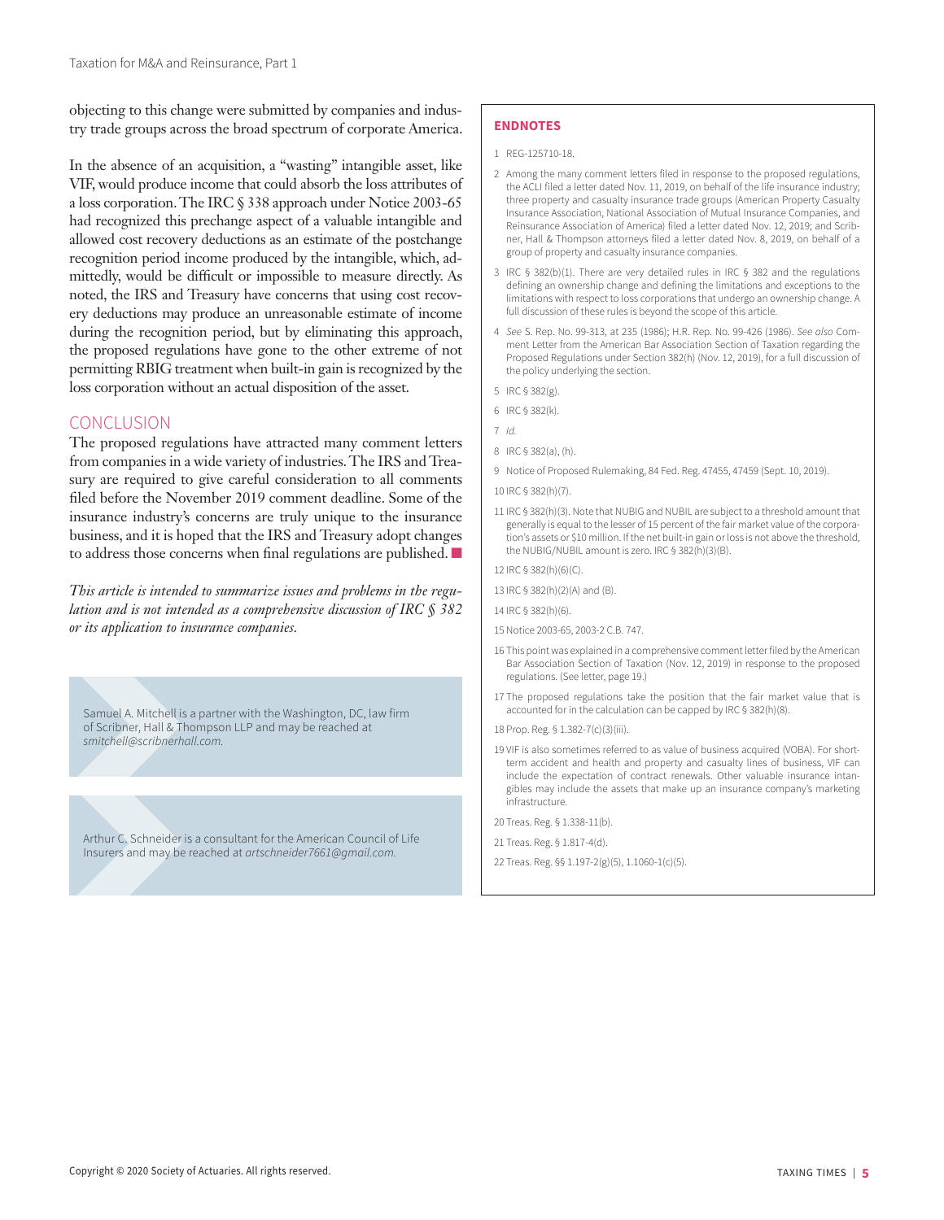objecting to this change were submitted by companies and industry trade groups across the broad spectrum of corporate America.

In the absence of an acquisition, a "wasting" intangible asset, like VIF, would produce income that could absorb the loss attributes of a loss corporation. The IRC § 338 approach under Notice 2003-65 had recognized this prechange aspect of a valuable intangible and allowed cost recovery deductions as an estimate of the postchange recognition period income produced by the intangible, which, admittedly, would be difficult or impossible to measure directly. As noted, the IRS and Treasury have concerns that using cost recovery deductions may produce an unreasonable estimate of income during the recognition period, but by eliminating this approach, the proposed regulations have gone to the other extreme of not permitting RBIG treatment when built-in gain is recognized by the loss corporation without an actual disposition of the asset.

## CONCLUSION

The proposed regulations have attracted many comment letters from companies in a wide variety of industries. The IRS and Treasury are required to give careful consideration to all comments filed before the November 2019 comment deadline. Some of the insurance industry's concerns are truly unique to the insurance business, and it is hoped that the IRS and Treasury adopt changes to address those concerns when final regulations are published. ■

*This article is intended to summarize issues and problems in the regulation and is not intended as a comprehensive discussion of IRC § 382 or its application to insurance companies.*

Samuel A. Mitchell is a partner with the Washington, DC, law firm of Scribner, Hall & Thompson LLP and may be reached at *smitchell@scribnerhall.com.*

Arthur C. Schneider is a consultant for the American Council of Life Insurers and may be reached at *artschneider7661@gmail.com.*

## ENDNOTES

1 REG-125710-18.

2 Among the many comment letters filed in response to the proposed regulations, the ACLI filed a letter dated Nov. 11, 2019, on behalf of the life insurance industry; three property and casualty insurance trade groups (American Property Casualty Insurance Association, National Association of Mutual Insurance Companies, and Reinsurance Association of America) filed a letter dated Nov. 12, 2019; and Scribner, Hall & Thompson attorneys filed a letter dated Nov. 8, 2019, on behalf of a group of property and casualty insurance companies.

3 IRC § 382(b)(1). There are very detailed rules in IRC § 382 and the regulations defining an ownership change and defining the limitations and exceptions to the limitations with respect to loss corporations that undergo an ownership change. A full discussion of these rules is beyond the scope of this article.

4 *See* S. Rep. No. 99-313, at 235 (1986); H.R. Rep. No. 99-426 (1986). *See also* Comment Letter from the American Bar Association Section of Taxation regarding the Proposed Regulations under Section 382(h) (Nov. 12, 2019), for a full discussion of the policy underlying the section.

5 IRC § 382(g).

6 IRC § 382(k).

7 *Id.*

8 IRC § 382(a), (h).

9 Notice of Proposed Rulemaking, 84 Fed. Reg. 47455, 47459 (Sept. 10, 2019).

10 IRC § 382(h)(7).

11 IRC § 382(h)(3). Note that NUBIG and NUBIL are subject to a threshold amount that generally is equal to the lesser of 15 percent of the fair market value of the corporation's assets or $10 million. If the net built-in gain or loss is not above the threshold, the NUBIG/NUBIL amount is zero. IRC § 382(h)(3)(B).

12 IRC § 382(h)(6)(C).

13 IRC § 382(h)(2)(A) and (B).

14 IRC § 382(h)(6).

15 Notice 2003-65, 2003-2 C.B. 747.

16 This point was explained in a comprehensive comment letter filed by the American Bar Association Section of Taxation (Nov. 12, 2019) in response to the proposed regulations. (See letter, page 19.)

17 The proposed regulations take the position that the fair market value that is accounted for in the calculation can be capped by IRC § 382(h)(8).

18 Prop. Reg. § 1.382-7(c)(3)(iii).

19 VIF is also sometimes referred to as value of business acquired (VOBA). For short-term accident and health and property and casualty lines of business, VIF can include the expectation of contract renewals. Other valuable insurance intangibles may include the assets that make up an insurance company's marketing infrastructure.

20 Treas. Reg. § 1.338-11(b).

21 Treas. Reg. § 1.817-4(d).

22 Treas. Reg. §§ 1.197-2(g)(5), 1.1060-1(c)(5).